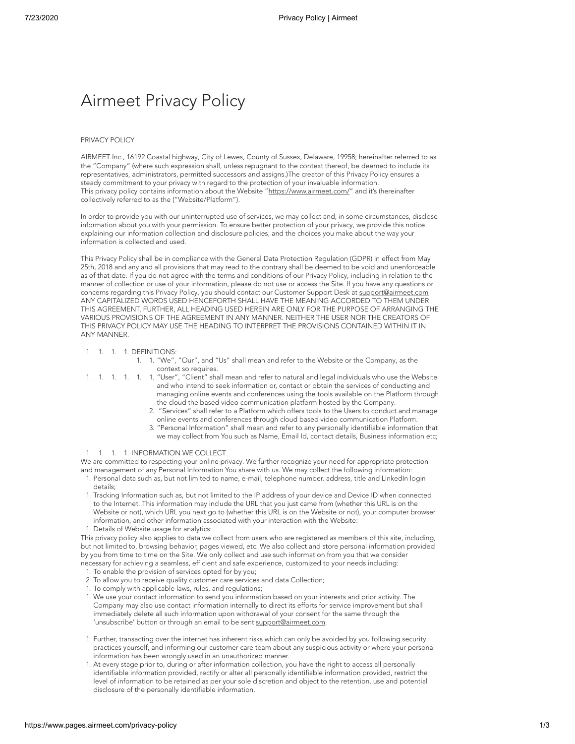# Airmeet Privacy Policy

PRIVACY POLICY

AIRMEET Inc., 16192 Coastal highway, City of Lewes, County of Sussex, Delaware, 19958; hereinafter referred to as the "Company" (where such expression shall, unless repugnant to the context thereof, be deemed to include its representatives, administrators, permitted successors and assigns.)The creator of this Privacy Policy ensures a steady commitment to your privacy with regard to the protection of your invaluable information.
This privacy policy contains information about the Website "https://www.airmeet.com/" and it's (hereinafter collectively referred to as the ("Website/Platform").

In order to provide you with our uninterrupted use of services, we may collect and, in some circumstances, disclose information about you with your permission. To ensure better protection of your privacy, we provide this notice explaining our information collection and disclosure policies, and the choices you make about the way your information is collected and used.

This Privacy Policy shall be in compliance with the General Data Protection Regulation (GDPR) in effect from May 25th, 2018 and any and all provisions that may read to the contrary shall be deemed to be void and unenforceable as of that date. If you do not agree with the terms and conditions of our Privacy Policy, including in relation to the manner of collection or use of your information, please do not use or access the Site. If you have any questions or concerns regarding this Privacy Policy, you should contact our Customer Support Desk at support@airmeet.com
ANY CAPITALIZED WORDS USED HENCEFORTH SHALL HAVE THE MEANING ACCORDED TO THEM UNDER THIS AGREEMENT. FURTHER, ALL HEADING USED HEREIN ARE ONLY FOR THE PURPOSE OF ARRANGING THE VARIOUS PROVISIONS OF THE AGREEMENT IN ANY MANNER. NEITHER THE USER NOR THE CREATORS OF THIS PRIVACY POLICY MAY USE THE HEADING TO INTERPRET THE PROVISIONS CONTAINED WITHIN IT IN ANY MANNER.

1. 1. 1. 1. DEFINITIONS:
   1. 1. "We", "Our", and "Us" shall mean and refer to the Website or the Company, as the context so requires.
1. 1. 1. 1. 1. "User", "Client" shall mean and refer to natural and legal individuals who use the Website and who intend to seek information or, contact or obtain the services of conducting and managing online events and conferences using the tools available on the Platform through the cloud the based video communication platform hosted by the Company.
   2. "Services" shall refer to a Platform which offers tools to the Users to conduct and manage online events and conferences through cloud based video communication Platform.
   3. "Personal Information" shall mean and refer to any personally identifiable information that we may collect from You such as Name, Email Id, contact details, Business information etc;

1. 1. 1. 1. INFORMATION WE COLLECT

We are committed to respecting your online privacy. We further recognize your need for appropriate protection and management of any Personal Information You share with us. We may collect the following information:

1. Personal data such as, but not limited to name, e-mail, telephone number, address, title and LinkedIn login details;
1. Tracking Information such as, but not limited to the IP address of your device and Device ID when connected to the Internet. This information may include the URL that you just came from (whether this URL is on the Website or not), which URL you next go to (whether this URL is on the Website or not), your computer browser information, and other information associated with your interaction with the Website:
1. Details of Website usage for analytics:

This privacy policy also applies to data we collect from users who are registered as members of this site, including, but not limited to, browsing behavior, pages viewed, etc. We also collect and store personal information provided by you from time to time on the Site. We only collect and use such information from you that we consider necessary for achieving a seamless, efficient and safe experience, customized to your needs including:

1. To enable the provision of services opted for by you;
2. To allow you to receive quality customer care services and data Collection;
1. To comply with applicable laws, rules, and regulations;
1. We use your contact information to send you information based on your interests and prior activity. The Company may also use contact information internally to direct its efforts for service improvement but shall immediately delete all such information upon withdrawal of your consent for the same through the 'unsubscribe' button or through an email to be sent support@airmeet.com.

1. Further, transacting over the internet has inherent risks which can only be avoided by you following security practices yourself, and informing our customer care team about any suspicious activity or where your personal information has been wrongly used in an unauthorized manner.
1. At every stage prior to, during or after information collection, you have the right to access all personally identifiable information provided, rectify or alter all personally identifiable information provided, restrict the level of information to be retained as per your sole discretion and object to the retention, use and potential disclosure of the personally identifiable information.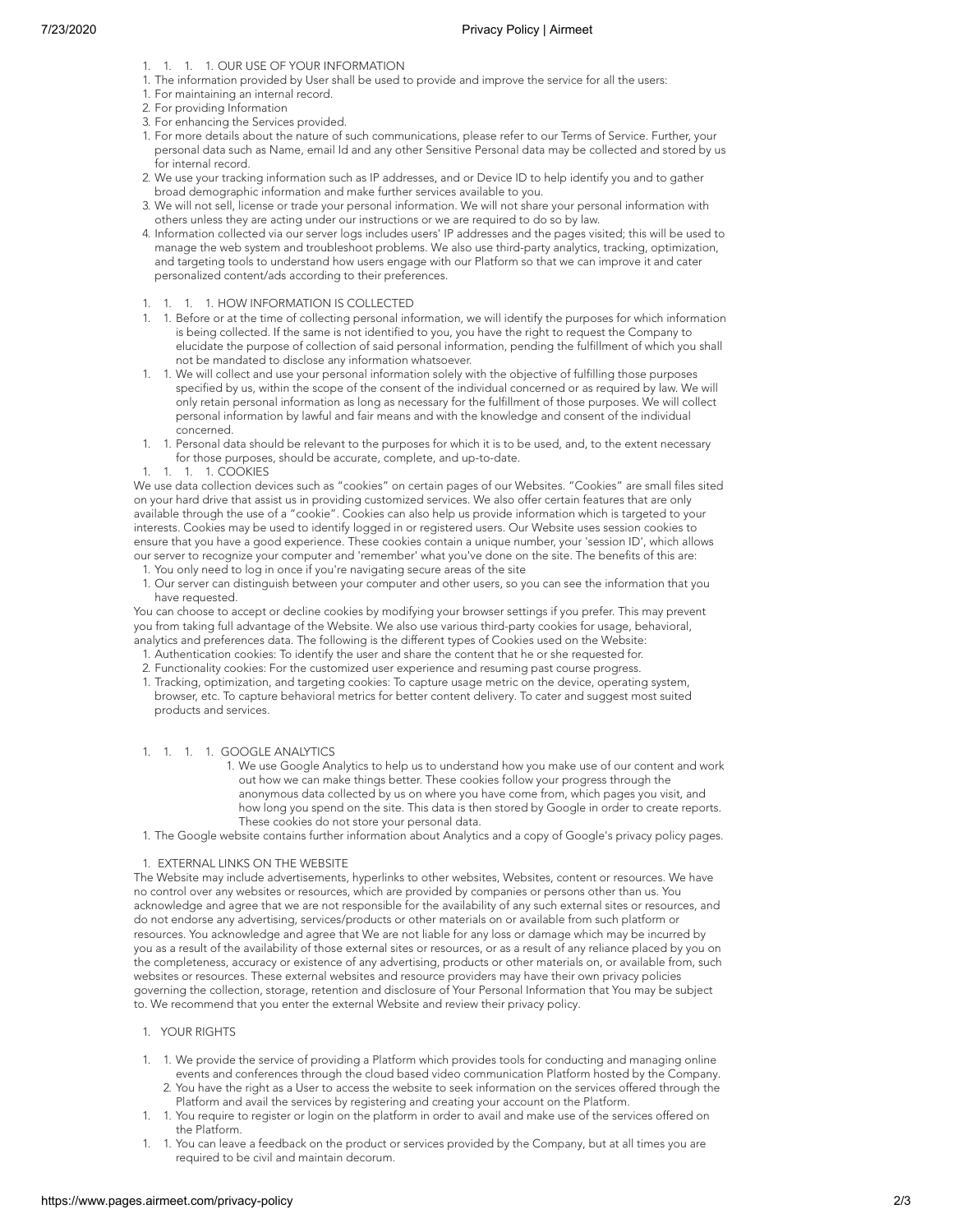## OUR USE OF YOUR INFORMATION

1. The information provided by User shall be used to provide and improve the service for all the users:
1. For maintaining an internal record.
2. For providing Information
3. For enhancing the Services provided.
1. For more details about the nature of such communications, please refer to our Terms of Service. Further, your personal data such as Name, email Id and any other Sensitive Personal data may be collected and stored by us for internal record.
2. We use your tracking information such as IP addresses, and or Device ID to help identify you and to gather broad demographic information and make further services available to you.
3. We will not sell, license or trade your personal information. We will not share your personal information with others unless they are acting under our instructions or we are required to do so by law.
4. Information collected via our server logs includes users' IP addresses and the pages visited; this will be used to manage the web system and troubleshoot problems. We also use third-party analytics, tracking, optimization, and targeting tools to understand how users engage with our Platform so that we can improve it and cater personalized content/ads according to their preferences.

## HOW INFORMATION IS COLLECTED

1. Before or at the time of collecting personal information, we will identify the purposes for which information is being collected. If the same is not identified to you, you have the right to request the Company to elucidate the purpose of collection of said personal information, pending the fulfillment of which you shall not be mandated to disclose any information whatsoever.
1. We will collect and use your personal information solely with the objective of fulfilling those purposes specified by us, within the scope of the consent of the individual concerned or as required by law. We will only retain personal information as long as necessary for the fulfillment of those purposes. We will collect personal information by lawful and fair means and with the knowledge and consent of the individual concerned.
1. Personal data should be relevant to the purposes for which it is to be used, and, to the extent necessary for those purposes, should be accurate, complete, and up-to-date.

## COOKIES

We use data collection devices such as "cookies" on certain pages of our Websites. "Cookies" are small files sited on your hard drive that assist us in providing customized services. We also offer certain features that are only available through the use of a "cookie". Cookies can also help us provide information which is targeted to your interests. Cookies may be used to identify logged in or registered users. Our Website uses session cookies to ensure that you have a good experience. These cookies contain a unique number, your 'session ID', which allows our server to recognize your computer and 'remember' what you've done on the site. The benefits of this are:

1. You only need to log in once if you're navigating secure areas of the site
1. Our server can distinguish between your computer and other users, so you can see the information that you have requested.

You can choose to accept or decline cookies by modifying your browser settings if you prefer. This may prevent you from taking full advantage of the Website. We also use various third-party cookies for usage, behavioral, analytics and preferences data. The following is the different types of Cookies used on the Website:

1. Authentication cookies: To identify the user and share the content that he or she requested for.
2. Functionality cookies: For the customized user experience and resuming past course progress.
1. Tracking, optimization, and targeting cookies: To capture usage metric on the device, operating system, browser, etc. To capture behavioral metrics for better content delivery. To cater and suggest most suited products and services.

## GOOGLE ANALYTICS

1. We use Google Analytics to help us to understand how you make use of our content and work out how we can make things better. These cookies follow your progress through the anonymous data collected by us on where you have come from, which pages you visit, and how long you spend on the site. This data is then stored by Google in order to create reports. These cookies do not store your personal data.
1. The Google website contains further information about Analytics and a copy of Google's privacy policy pages.

## EXTERNAL LINKS ON THE WEBSITE

The Website may include advertisements, hyperlinks to other websites, Websites, content or resources. We have no control over any websites or resources, which are provided by companies or persons other than us. You acknowledge and agree that we are not responsible for the availability of any such external sites or resources, and do not endorse any advertising, services/products or other materials on or available from such platform or resources. You acknowledge and agree that We are not liable for any loss or damage which may be incurred by you as a result of the availability of those external sites or resources, or as a result of any reliance placed by you on the completeness, accuracy or existence of any advertising, products or other materials on, or available from, such websites or resources. These external websites and resource providers may have their own privacy policies governing the collection, storage, retention and disclosure of Your Personal Information that You may be subject to. We recommend that you enter the external Website and review their privacy policy.

## YOUR RIGHTS

1. We provide the service of providing a Platform which provides tools for conducting and managing online events and conferences through the cloud based video communication Platform hosted by the Company.
2. You have the right as a User to access the website to seek information on the services offered through the Platform and avail the services by registering and creating your account on the Platform.
1. You require to register or login on the platform in order to avail and make use of the services offered on the Platform.
1. You can leave a feedback on the product or services provided by the Company, but at all times you are required to be civil and maintain decorum.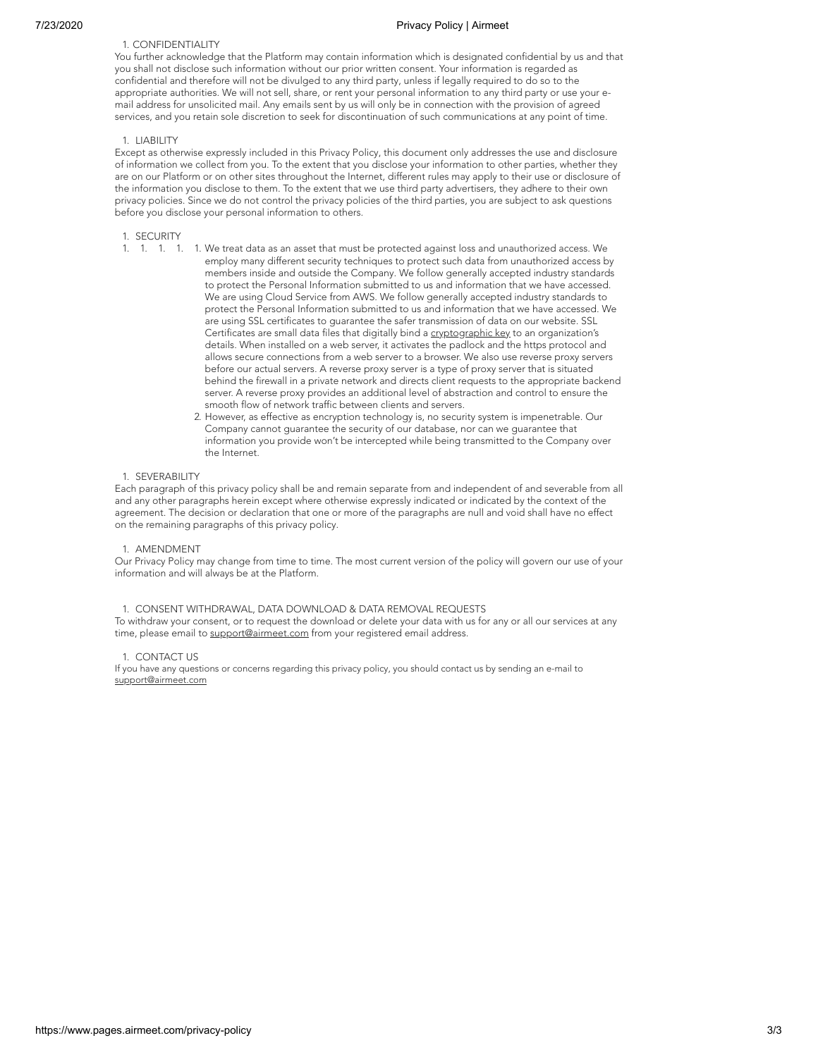1. CONFIDENTIALITY

You further acknowledge that the Platform may contain information which is designated confidential by us and that you shall not disclose such information without our prior written consent. Your information is regarded as confidential and therefore will not be divulged to any third party, unless if legally required to do so to the appropriate authorities. We will not sell, share, or rent your personal information to any third party or use your e-mail address for unsolicited mail. Any emails sent by us will only be in connection with the provision of agreed services, and you retain sole discretion to seek for discontinuation of such communications at any point of time.

1. LIABILITY

Except as otherwise expressly included in this Privacy Policy, this document only addresses the use and disclosure of information we collect from you. To the extent that you disclose your information to other parties, whether they are on our Platform or on other sites throughout the Internet, different rules may apply to their use or disclosure of the information you disclose to them. To the extent that we use third party advertisers, they adhere to their own privacy policies. Since we do not control the privacy policies of the third parties, you are subject to ask questions before you disclose your personal information to others.

1. SECURITY

1. We treat data as an asset that must be protected against loss and unauthorized access. We employ many different security techniques to protect such data from unauthorized access by members inside and outside the Company. We follow generally accepted industry standards to protect the Personal Information submitted to us and information that we have accessed. We are using Cloud Service from AWS. We follow generally accepted industry standards to protect the Personal Information submitted to us and information that we have accessed. We are using SSL certificates to guarantee the safer transmission of data on our website. SSL Certificates are small data files that digitally bind a cryptographic key to an organization's details. When installed on a web server, it activates the padlock and the https protocol and allows secure connections from a web server to a browser. We also use reverse proxy servers before our actual servers. A reverse proxy server is a type of proxy server that is situated behind the firewall in a private network and directs client requests to the appropriate backend server. A reverse proxy provides an additional level of abstraction and control to ensure the smooth flow of network traffic between clients and servers.
2. However, as effective as encryption technology is, no security system is impenetrable. Our Company cannot guarantee the security of our database, nor can we guarantee that information you provide won't be intercepted while being transmitted to the Company over the Internet.

1. SEVERABILITY

Each paragraph of this privacy policy shall be and remain separate from and independent of and severable from all and any other paragraphs herein except where otherwise expressly indicated or indicated by the context of the agreement. The decision or declaration that one or more of the paragraphs are null and void shall have no effect on the remaining paragraphs of this privacy policy.

1. AMENDMENT

Our Privacy Policy may change from time to time. The most current version of the policy will govern our use of your information and will always be at the Platform.

1. CONSENT WITHDRAWAL, DATA DOWNLOAD & DATA REMOVAL REQUESTS

To withdraw your consent, or to request the download or delete your data with us for any or all our services at any time, please email to support@airmeet.com from your registered email address.

1. CONTACT US

If you have any questions or concerns regarding this privacy policy, you should contact us by sending an e-mail to support@airmeet.com